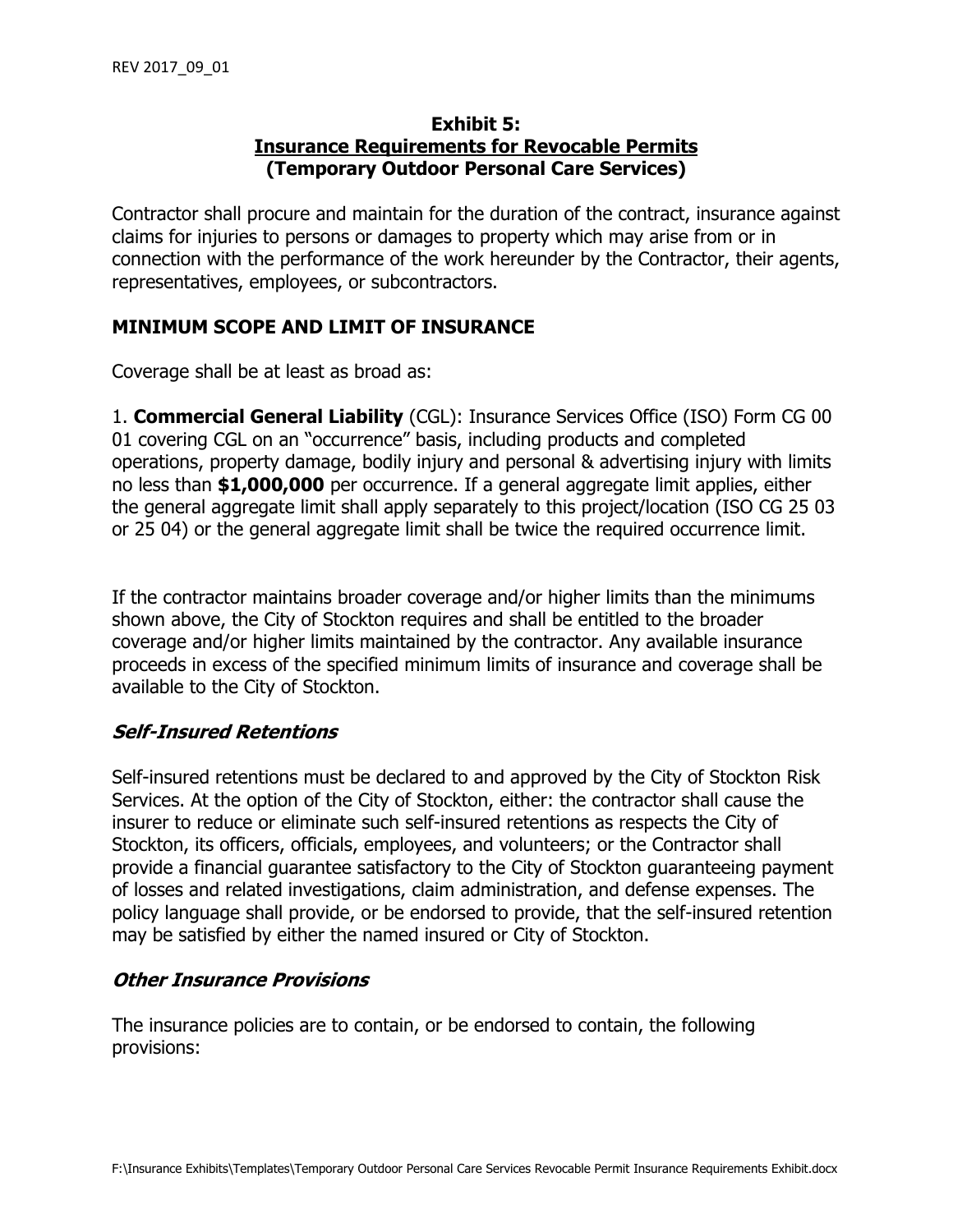# Exhibit 5:
## Insurance Requirements for Revocable Permits
### (Temporary Outdoor Personal Care Services)

Contractor shall procure and maintain for the duration of the contract, insurance against claims for injuries to persons or damages to property which may arise from or in connection with the performance of the work hereunder by the Contractor, their agents, representatives, employees, or subcontractors.

## MINIMUM SCOPE AND LIMIT OF INSURANCE

Coverage shall be at least as broad as:

1. **Commercial General Liability** (CGL): Insurance Services Office (ISO) Form CG 00 01 covering CGL on an "occurrence" basis, including products and completed operations, property damage, bodily injury and personal & advertising injury with limits no less than **$1,000,000** per occurrence. If a general aggregate limit applies, either the general aggregate limit shall apply separately to this project/location (ISO CG 25 03 or 25 04) or the general aggregate limit shall be twice the required occurrence limit.

If the contractor maintains broader coverage and/or higher limits than the minimums shown above, the City of Stockton requires and shall be entitled to the broader coverage and/or higher limits maintained by the contractor. Any available insurance proceeds in excess of the specified minimum limits of insurance and coverage shall be available to the City of Stockton.

### *Self-Insured Retentions*

Self-insured retentions must be declared to and approved by the City of Stockton Risk Services. At the option of the City of Stockton, either: the contractor shall cause the insurer to reduce or eliminate such self-insured retentions as respects the City of Stockton, its officers, officials, employees, and volunteers; or the Contractor shall provide a financial guarantee satisfactory to the City of Stockton guaranteeing payment of losses and related investigations, claim administration, and defense expenses. The policy language shall provide, or be endorsed to provide, that the self-insured retention may be satisfied by either the named insured or City of Stockton.

### *Other Insurance Provisions*

The insurance policies are to contain, or be endorsed to contain, the following provisions: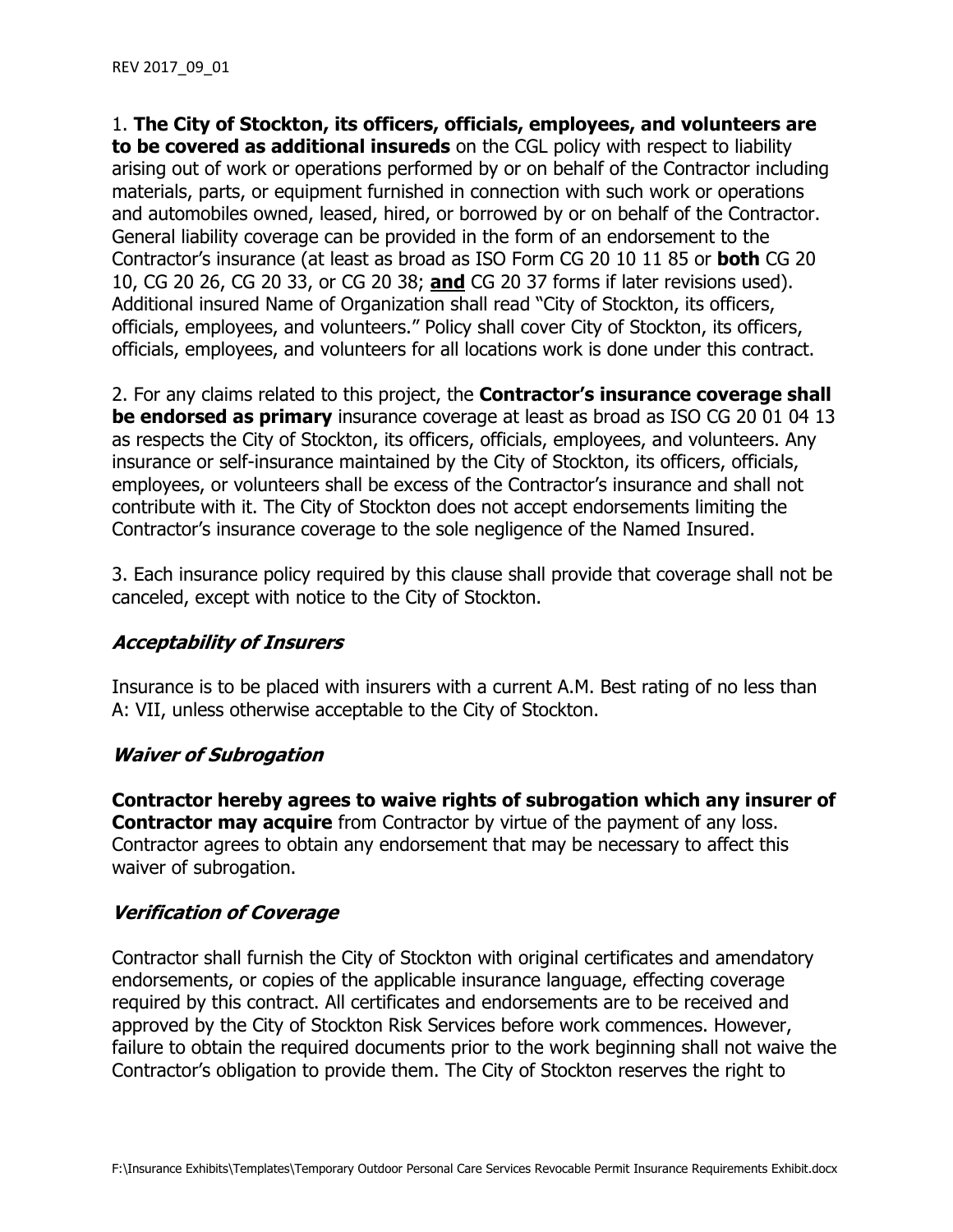1. **The City of Stockton, its officers, officials, employees, and volunteers are to be covered as additional insureds** on the CGL policy with respect to liability arising out of work or operations performed by or on behalf of the Contractor including materials, parts, or equipment furnished in connection with such work or operations and automobiles owned, leased, hired, or borrowed by or on behalf of the Contractor. General liability coverage can be provided in the form of an endorsement to the Contractor's insurance (at least as broad as ISO Form CG 20 10 11 85 or **both** CG 20 10, CG 20 26, CG 20 33, or CG 20 38; **and** CG 20 37 forms if later revisions used). Additional insured Name of Organization shall read "City of Stockton, its officers, officials, employees, and volunteers." Policy shall cover City of Stockton, its officers, officials, employees, and volunteers for all locations work is done under this contract.

2. For any claims related to this project, the **Contractor's insurance coverage shall be endorsed as primary** insurance coverage at least as broad as ISO CG 20 01 04 13 as respects the City of Stockton, its officers, officials, employees, and volunteers. Any insurance or self-insurance maintained by the City of Stockton, its officers, officials, employees, or volunteers shall be excess of the Contractor's insurance and shall not contribute with it. The City of Stockton does not accept endorsements limiting the Contractor's insurance coverage to the sole negligence of the Named Insured.

3. Each insurance policy required by this clause shall provide that coverage shall not be canceled, except with notice to the City of Stockton.

### *Acceptability of Insurers*

Insurance is to be placed with insurers with a current A.M. Best rating of no less than A: VII, unless otherwise acceptable to the City of Stockton.

### *Waiver of Subrogation*

**Contractor hereby agrees to waive rights of subrogation which any insurer of Contractor may acquire** from Contractor by virtue of the payment of any loss. Contractor agrees to obtain any endorsement that may be necessary to affect this waiver of subrogation.

### *Verification of Coverage*

Contractor shall furnish the City of Stockton with original certificates and amendatory endorsements, or copies of the applicable insurance language, effecting coverage required by this contract. All certificates and endorsements are to be received and approved by the City of Stockton Risk Services before work commences. However, failure to obtain the required documents prior to the work beginning shall not waive the Contractor's obligation to provide them. The City of Stockton reserves the right to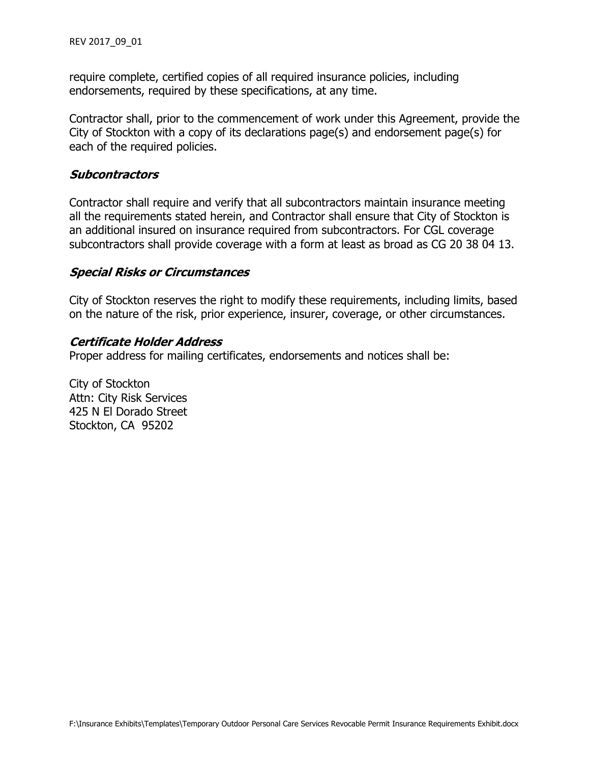require complete, certified copies of all required insurance policies, including endorsements, required by these specifications, at any time.

Contractor shall, prior to the commencement of work under this Agreement, provide the City of Stockton with a copy of its declarations page(s) and endorsement page(s) for each of the required policies.

### ***Subcontractors***

Contractor shall require and verify that all subcontractors maintain insurance meeting all the requirements stated herein, and Contractor shall ensure that City of Stockton is an additional insured on insurance required from subcontractors. For CGL coverage subcontractors shall provide coverage with a form at least as broad as CG 20 38 04 13.

### ***Special Risks or Circumstances***

City of Stockton reserves the right to modify these requirements, including limits, based on the nature of the risk, prior experience, insurer, coverage, or other circumstances.

### ***Certificate Holder Address***

Proper address for mailing certificates, endorsements and notices shall be:

City of Stockton  
Attn: City Risk Services  
425 N El Dorado Street  
Stockton, CA 95202